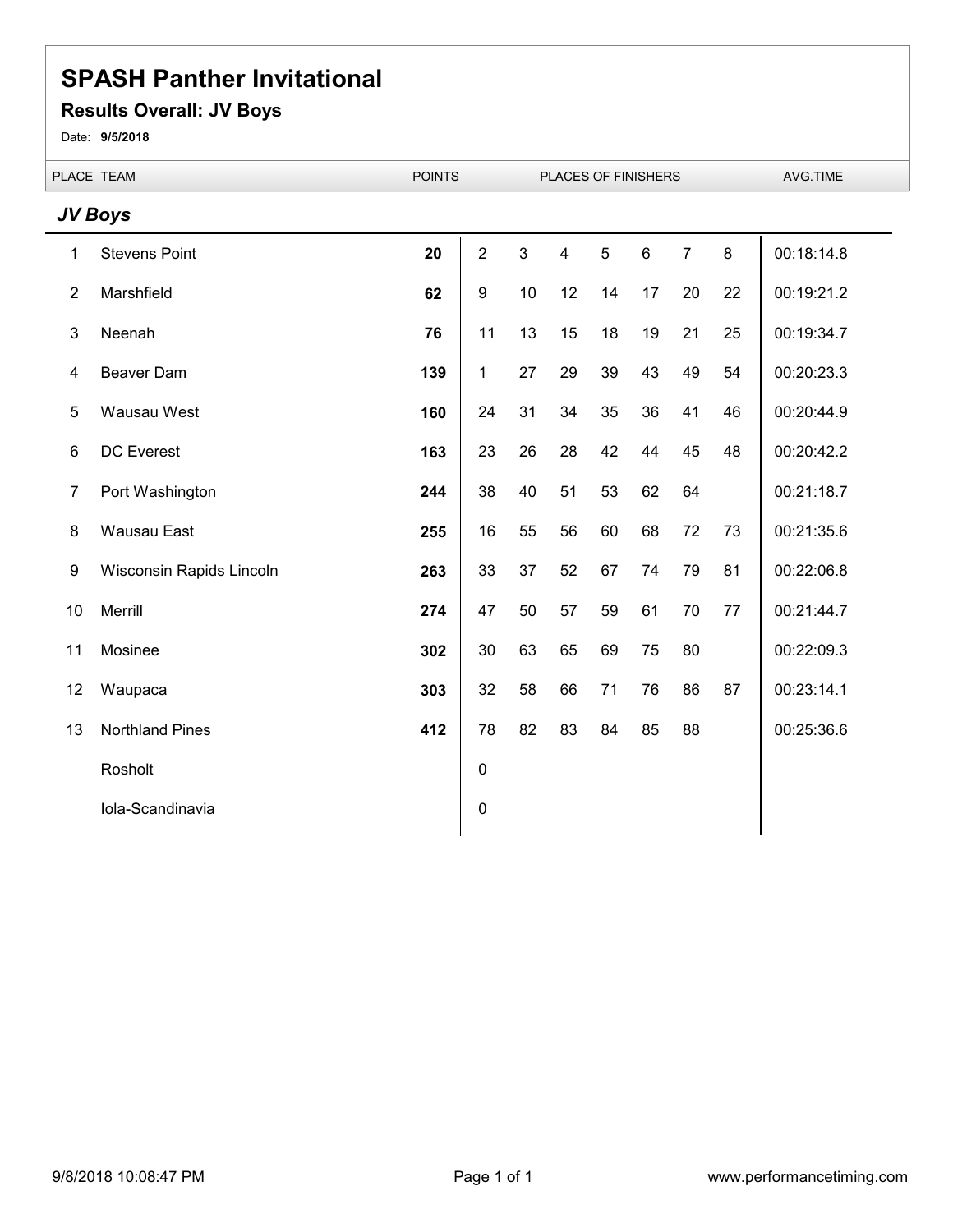# SPASH Panther Invitational

## Results Overall: JV Boys

Date: **9/5/2018**

### *JV Boys*

| PLACE | TEAM | POINTS | PLACES OF FINISHERS | | | | | | | AVG.TIME |
|---|---|---|---|---|---|---|---|---|---|---|
| 1 | Stevens Point | **20** | 2 | 3 | 4 | 5 | 6 | 7 | 8 | 00:18:14.8 |
| 2 | Marshfield | **62** | 9 | 10 | 12 | 14 | 17 | 20 | 22 | 00:19:21.2 |
| 3 | Neenah | **76** | 11 | 13 | 15 | 18 | 19 | 21 | 25 | 00:19:34.7 |
| 4 | Beaver Dam | **139** | 1 | 27 | 29 | 39 | 43 | 49 | 54 | 00:20:23.3 |
| 5 | Wausau West | **160** | 24 | 31 | 34 | 35 | 36 | 41 | 46 | 00:20:44.9 |
| 6 | DC Everest | **163** | 23 | 26 | 28 | 42 | 44 | 45 | 48 | 00:20:42.2 |
| 7 | Port Washington | **244** | 38 | 40 | 51 | 53 | 62 | 64 | | 00:21:18.7 |
| 8 | Wausau East | **255** | 16 | 55 | 56 | 60 | 68 | 72 | 73 | 00:21:35.6 |
| 9 | Wisconsin Rapids Lincoln | **263** | 33 | 37 | 52 | 67 | 74 | 79 | 81 | 00:22:06.8 |
| 10 | Merrill | **274** | 47 | 50 | 57 | 59 | 61 | 70 | 77 | 00:21:44.7 |
| 11 | Mosinee | **302** | 30 | 63 | 65 | 69 | 75 | 80 | | 00:22:09.3 |
| 12 | Waupaca | **303** | 32 | 58 | 66 | 71 | 76 | 86 | 87 | 00:23:14.1 |
| 13 | Northland Pines | **412** | 78 | 82 | 83 | 84 | 85 | 88 | | 00:25:36.6 |
| | Rosholt | | 0 | | | | | | | |
| | Iola-Scandinavia | | 0 | | | | | | | |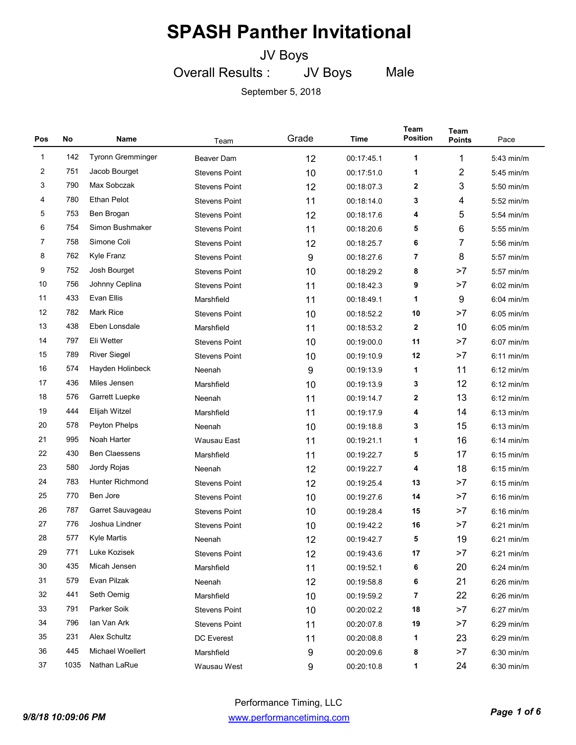# SPASH Panther Invitational

JV Boys

Overall Results : JV Boys Male

September 5, 2018

| Pos | No | Name | Team | Grade | Time | Team Position | Team Points | Pace |
|---|---|---|---|---|---|---|---|---|
| 1 | 142 | Tyronn Gremminger | Beaver Dam | 12 | 00:17:45.1 | 1 | 1 | 5:43 min/m |
| 2 | 751 | Jacob Bourget | Stevens Point | 10 | 00:17:51.0 | 1 | 2 | 5:45 min/m |
| 3 | 790 | Max Sobczak | Stevens Point | 12 | 00:18:07.3 | 2 | 3 | 5:50 min/m |
| 4 | 780 | Ethan Pelot | Stevens Point | 11 | 00:18:14.0 | 3 | 4 | 5:52 min/m |
| 5 | 753 | Ben Brogan | Stevens Point | 12 | 00:18:17.6 | 4 | 5 | 5:54 min/m |
| 6 | 754 | Simon Bushmaker | Stevens Point | 11 | 00:18:20.6 | 5 | 6 | 5:55 min/m |
| 7 | 758 | Simone Coli | Stevens Point | 12 | 00:18:25.7 | 6 | 7 | 5:56 min/m |
| 8 | 762 | Kyle Franz | Stevens Point | 9 | 00:18:27.6 | 7 | 8 | 5:57 min/m |
| 9 | 752 | Josh Bourget | Stevens Point | 10 | 00:18:29.2 | 8 | >7 | 5:57 min/m |
| 10 | 756 | Johnny Ceplina | Stevens Point | 11 | 00:18:42.3 | 9 | >7 | 6:02 min/m |
| 11 | 433 | Evan Ellis | Marshfield | 11 | 00:18:49.1 | 1 | 9 | 6:04 min/m |
| 12 | 782 | Mark Rice | Stevens Point | 10 | 00:18:52.2 | 10 | >7 | 6:05 min/m |
| 13 | 438 | Eben Lonsdale | Marshfield | 11 | 00:18:53.2 | 2 | 10 | 6:05 min/m |
| 14 | 797 | Eli Wetter | Stevens Point | 10 | 00:19:00.0 | 11 | >7 | 6:07 min/m |
| 15 | 789 | River Siegel | Stevens Point | 10 | 00:19:10.9 | 12 | >7 | 6:11 min/m |
| 16 | 574 | Hayden Holinbeck | Neenah | 9 | 00:19:13.9 | 1 | 11 | 6:12 min/m |
| 17 | 436 | Miles Jensen | Marshfield | 10 | 00:19:13.9 | 3 | 12 | 6:12 min/m |
| 18 | 576 | Garrett Luepke | Neenah | 11 | 00:19:14.7 | 2 | 13 | 6:12 min/m |
| 19 | 444 | Elijah Witzel | Marshfield | 11 | 00:19:17.9 | 4 | 14 | 6:13 min/m |
| 20 | 578 | Peyton Phelps | Neenah | 10 | 00:19:18.8 | 3 | 15 | 6:13 min/m |
| 21 | 995 | Noah Harter | Wausau East | 11 | 00:19:21.1 | 1 | 16 | 6:14 min/m |
| 22 | 430 | Ben Claessens | Marshfield | 11 | 00:19:22.7 | 5 | 17 | 6:15 min/m |
| 23 | 580 | Jordy Rojas | Neenah | 12 | 00:19:22.7 | 4 | 18 | 6:15 min/m |
| 24 | 783 | Hunter Richmond | Stevens Point | 12 | 00:19:25.4 | 13 | >7 | 6:15 min/m |
| 25 | 770 | Ben Jore | Stevens Point | 10 | 00:19:27.6 | 14 | >7 | 6:16 min/m |
| 26 | 787 | Garret Sauvageau | Stevens Point | 10 | 00:19:28.4 | 15 | >7 | 6:16 min/m |
| 27 | 776 | Joshua Lindner | Stevens Point | 10 | 00:19:42.2 | 16 | >7 | 6:21 min/m |
| 28 | 577 | Kyle Martis | Neenah | 12 | 00:19:42.7 | 5 | 19 | 6:21 min/m |
| 29 | 771 | Luke Kozisek | Stevens Point | 12 | 00:19:43.6 | 17 | >7 | 6:21 min/m |
| 30 | 435 | Micah Jensen | Marshfield | 11 | 00:19:52.1 | 6 | 20 | 6:24 min/m |
| 31 | 579 | Evan Pilzak | Neenah | 12 | 00:19:58.8 | 6 | 21 | 6:26 min/m |
| 32 | 441 | Seth Oemig | Marshfield | 10 | 00:19:59.2 | 7 | 22 | 6:26 min/m |
| 33 | 791 | Parker Soik | Stevens Point | 10 | 00:20:02.2 | 18 | >7 | 6:27 min/m |
| 34 | 796 | Ian Van Ark | Stevens Point | 11 | 00:20:07.8 | 19 | >7 | 6:29 min/m |
| 35 | 231 | Alex Schultz | DC Everest | 11 | 00:20:08.8 | 1 | 23 | 6:29 min/m |
| 36 | 445 | Michael Woellert | Marshfield | 9 | 00:20:09.6 | 8 | >7 | 6:30 min/m |
| 37 | 1035 | Nathan LaRue | Wausau West | 9 | 00:20:10.8 | 1 | 24 | 6:30 min/m |

9/8/18 10:09:06 PM

Performance Timing, LLC

www.performancetiming.com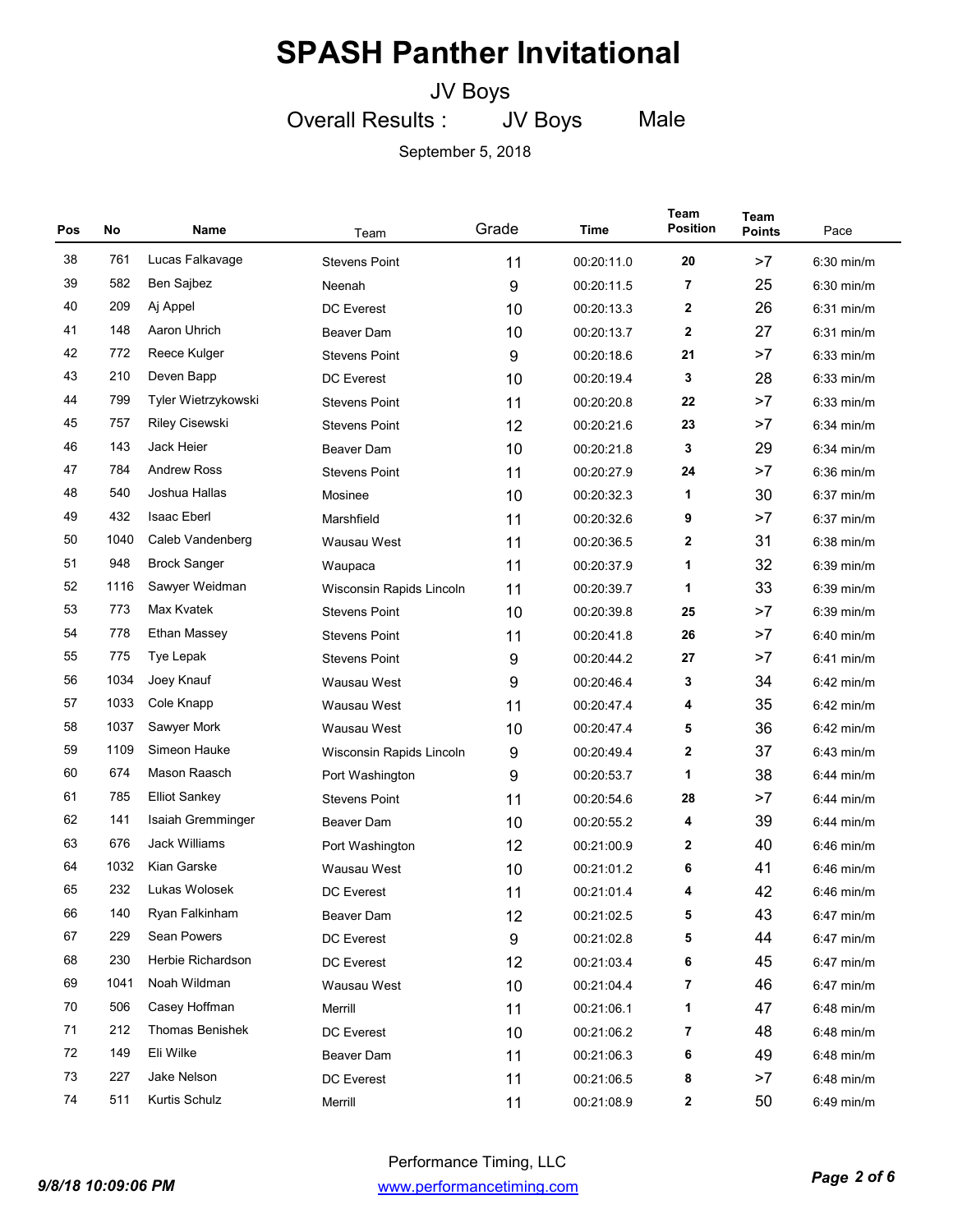# SPASH Panther Invitational

## JV Boys

### Overall Results : JV Boys Male

September 5, 2018

| Pos | No | Name | Team | Grade | Time | Team Position | Team Points | Pace |
|---|---|---|---|---|---|---|---|---|
| 38 | 761 | Lucas Falkavage | Stevens Point | 11 | 00:20:11.0 | 20 | >7 | 6:30 min/m |
| 39 | 582 | Ben Sajbez | Neenah | 9 | 00:20:11.5 | 7 | 25 | 6:30 min/m |
| 40 | 209 | Aj Appel | DC Everest | 10 | 00:20:13.3 | 2 | 26 | 6:31 min/m |
| 41 | 148 | Aaron Uhrich | Beaver Dam | 10 | 00:20:13.7 | 2 | 27 | 6:31 min/m |
| 42 | 772 | Reece Kulger | Stevens Point | 9 | 00:20:18.6 | 21 | >7 | 6:33 min/m |
| 43 | 210 | Deven Bapp | DC Everest | 10 | 00:20:19.4 | 3 | 28 | 6:33 min/m |
| 44 | 799 | Tyler Wietrzykowski | Stevens Point | 11 | 00:20:20.8 | 22 | >7 | 6:33 min/m |
| 45 | 757 | Riley Cisewski | Stevens Point | 12 | 00:20:21.6 | 23 | >7 | 6:34 min/m |
| 46 | 143 | Jack Heier | Beaver Dam | 10 | 00:20:21.8 | 3 | 29 | 6:34 min/m |
| 47 | 784 | Andrew Ross | Stevens Point | 11 | 00:20:27.9 | 24 | >7 | 6:36 min/m |
| 48 | 540 | Joshua Hallas | Mosinee | 10 | 00:20:32.3 | 1 | 30 | 6:37 min/m |
| 49 | 432 | Isaac Eberl | Marshfield | 11 | 00:20:32.6 | 9 | >7 | 6:37 min/m |
| 50 | 1040 | Caleb Vandenberg | Wausau West | 11 | 00:20:36.5 | 2 | 31 | 6:38 min/m |
| 51 | 948 | Brock Sanger | Waupaca | 11 | 00:20:37.9 | 1 | 32 | 6:39 min/m |
| 52 | 1116 | Sawyer Weidman | Wisconsin Rapids Lincoln | 11 | 00:20:39.7 | 1 | 33 | 6:39 min/m |
| 53 | 773 | Max Kvatek | Stevens Point | 10 | 00:20:39.8 | 25 | >7 | 6:39 min/m |
| 54 | 778 | Ethan Massey | Stevens Point | 11 | 00:20:41.8 | 26 | >7 | 6:40 min/m |
| 55 | 775 | Tye Lepak | Stevens Point | 9 | 00:20:44.2 | 27 | >7 | 6:41 min/m |
| 56 | 1034 | Joey Knauf | Wausau West | 9 | 00:20:46.4 | 3 | 34 | 6:42 min/m |
| 57 | 1033 | Cole Knapp | Wausau West | 11 | 00:20:47.4 | 4 | 35 | 6:42 min/m |
| 58 | 1037 | Sawyer Mork | Wausau West | 10 | 00:20:47.4 | 5 | 36 | 6:42 min/m |
| 59 | 1109 | Simeon Hauke | Wisconsin Rapids Lincoln | 9 | 00:20:49.4 | 2 | 37 | 6:43 min/m |
| 60 | 674 | Mason Raasch | Port Washington | 9 | 00:20:53.7 | 1 | 38 | 6:44 min/m |
| 61 | 785 | Elliot Sankey | Stevens Point | 11 | 00:20:54.6 | 28 | >7 | 6:44 min/m |
| 62 | 141 | Isaiah Gremminger | Beaver Dam | 10 | 00:20:55.2 | 4 | 39 | 6:44 min/m |
| 63 | 676 | Jack Williams | Port Washington | 12 | 00:21:00.9 | 2 | 40 | 6:46 min/m |
| 64 | 1032 | Kian Garske | Wausau West | 10 | 00:21:01.2 | 6 | 41 | 6:46 min/m |
| 65 | 232 | Lukas Wolosek | DC Everest | 11 | 00:21:01.4 | 4 | 42 | 6:46 min/m |
| 66 | 140 | Ryan Falkinham | Beaver Dam | 12 | 00:21:02.5 | 5 | 43 | 6:47 min/m |
| 67 | 229 | Sean Powers | DC Everest | 9 | 00:21:02.8 | 5 | 44 | 6:47 min/m |
| 68 | 230 | Herbie Richardson | DC Everest | 12 | 00:21:03.4 | 6 | 45 | 6:47 min/m |
| 69 | 1041 | Noah Wildman | Wausau West | 10 | 00:21:04.4 | 7 | 46 | 6:47 min/m |
| 70 | 506 | Casey Hoffman | Merrill | 11 | 00:21:06.1 | 1 | 47 | 6:48 min/m |
| 71 | 212 | Thomas Benishek | DC Everest | 10 | 00:21:06.2 | 7 | 48 | 6:48 min/m |
| 72 | 149 | Eli Wilke | Beaver Dam | 11 | 00:21:06.3 | 6 | 49 | 6:48 min/m |
| 73 | 227 | Jake Nelson | DC Everest | 11 | 00:21:06.5 | 8 | >7 | 6:48 min/m |
| 74 | 511 | Kurtis Schulz | Merrill | 11 | 00:21:08.9 | 2 | 50 | 6:49 min/m |

Performance Timing, LLC
www.performancetiming.com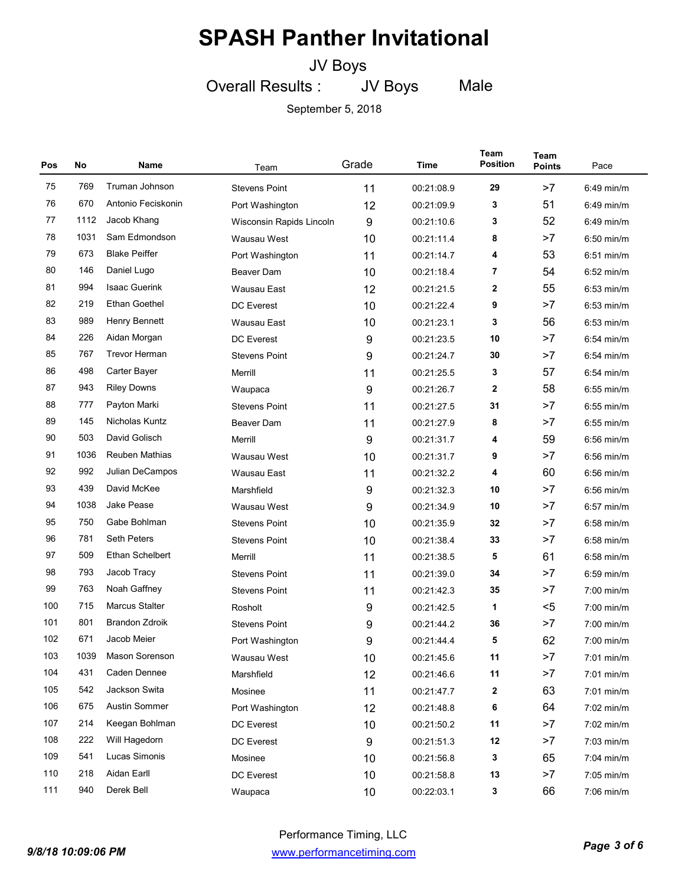# SPASH Panther Invitational

## JV Boys

### Overall Results : JV Boys Male

September 5, 2018

| Pos | No | Name | Team | Grade | Time | Team Position | Team Points | Pace |
|---|---|---|---|---|---|---|---|---|
| 75 | 769 | Truman Johnson | Stevens Point | 11 | 00:21:08.9 | 29 | >7 | 6:49 min/m |
| 76 | 670 | Antonio Feciskonin | Port Washington | 12 | 00:21:09.9 | 3 | 51 | 6:49 min/m |
| 77 | 1112 | Jacob Khang | Wisconsin Rapids Lincoln | 9 | 00:21:10.6 | 3 | 52 | 6:49 min/m |
| 78 | 1031 | Sam Edmondson | Wausau West | 10 | 00:21:11.4 | 8 | >7 | 6:50 min/m |
| 79 | 673 | Blake Peiffer | Port Washington | 11 | 00:21:14.7 | 4 | 53 | 6:51 min/m |
| 80 | 146 | Daniel Lugo | Beaver Dam | 10 | 00:21:18.4 | 7 | 54 | 6:52 min/m |
| 81 | 994 | Isaac Guerink | Wausau East | 12 | 00:21:21.5 | 2 | 55 | 6:53 min/m |
| 82 | 219 | Ethan Goethel | DC Everest | 10 | 00:21:22.4 | 9 | >7 | 6:53 min/m |
| 83 | 989 | Henry Bennett | Wausau East | 10 | 00:21:23.1 | 3 | 56 | 6:53 min/m |
| 84 | 226 | Aidan Morgan | DC Everest | 9 | 00:21:23.5 | 10 | >7 | 6:54 min/m |
| 85 | 767 | Trevor Herman | Stevens Point | 9 | 00:21:24.7 | 30 | >7 | 6:54 min/m |
| 86 | 498 | Carter Bayer | Merrill | 11 | 00:21:25.5 | 3 | 57 | 6:54 min/m |
| 87 | 943 | Riley Downs | Waupaca | 9 | 00:21:26.7 | 2 | 58 | 6:55 min/m |
| 88 | 777 | Payton Marki | Stevens Point | 11 | 00:21:27.5 | 31 | >7 | 6:55 min/m |
| 89 | 145 | Nicholas Kuntz | Beaver Dam | 11 | 00:21:27.9 | 8 | >7 | 6:55 min/m |
| 90 | 503 | David Golisch | Merrill | 9 | 00:21:31.7 | 4 | 59 | 6:56 min/m |
| 91 | 1036 | Reuben Mathias | Wausau West | 10 | 00:21:31.7 | 9 | >7 | 6:56 min/m |
| 92 | 992 | Julian DeCampos | Wausau East | 11 | 00:21:32.2 | 4 | 60 | 6:56 min/m |
| 93 | 439 | David McKee | Marshfield | 9 | 00:21:32.3 | 10 | >7 | 6:56 min/m |
| 94 | 1038 | Jake Pease | Wausau West | 9 | 00:21:34.9 | 10 | >7 | 6:57 min/m |
| 95 | 750 | Gabe Bohlman | Stevens Point | 10 | 00:21:35.9 | 32 | >7 | 6:58 min/m |
| 96 | 781 | Seth Peters | Stevens Point | 10 | 00:21:38.4 | 33 | >7 | 6:58 min/m |
| 97 | 509 | Ethan Schelbert | Merrill | 11 | 00:21:38.5 | 5 | 61 | 6:58 min/m |
| 98 | 793 | Jacob Tracy | Stevens Point | 11 | 00:21:39.0 | 34 | >7 | 6:59 min/m |
| 99 | 763 | Noah Gaffney | Stevens Point | 11 | 00:21:42.3 | 35 | >7 | 7:00 min/m |
| 100 | 715 | Marcus Stalter | Rosholt | 9 | 00:21:42.5 | 1 | <5 | 7:00 min/m |
| 101 | 801 | Brandon Zdroik | Stevens Point | 9 | 00:21:44.2 | 36 | >7 | 7:00 min/m |
| 102 | 671 | Jacob Meier | Port Washington | 9 | 00:21:44.4 | 5 | 62 | 7:00 min/m |
| 103 | 1039 | Mason Sorenson | Wausau West | 10 | 00:21:45.6 | 11 | >7 | 7:01 min/m |
| 104 | 431 | Caden Dennee | Marshfield | 12 | 00:21:46.6 | 11 | >7 | 7:01 min/m |
| 105 | 542 | Jackson Swita | Mosinee | 11 | 00:21:47.7 | 2 | 63 | 7:01 min/m |
| 106 | 675 | Austin Sommer | Port Washington | 12 | 00:21:48.8 | 6 | 64 | 7:02 min/m |
| 107 | 214 | Keegan Bohlman | DC Everest | 10 | 00:21:50.2 | 11 | >7 | 7:02 min/m |
| 108 | 222 | Will Hagedorn | DC Everest | 9 | 00:21:51.3 | 12 | >7 | 7:03 min/m |
| 109 | 541 | Lucas Simonis | Mosinee | 10 | 00:21:56.8 | 3 | 65 | 7:04 min/m |
| 110 | 218 | Aidan Earll | DC Everest | 10 | 00:21:58.8 | 13 | >7 | 7:05 min/m |
| 111 | 940 | Derek Bell | Waupaca | 10 | 00:22:03.1 | 3 | 66 | 7:06 min/m |

Performance Timing, LLC
www.performancetiming.com

9/8/18 10:09:06 PM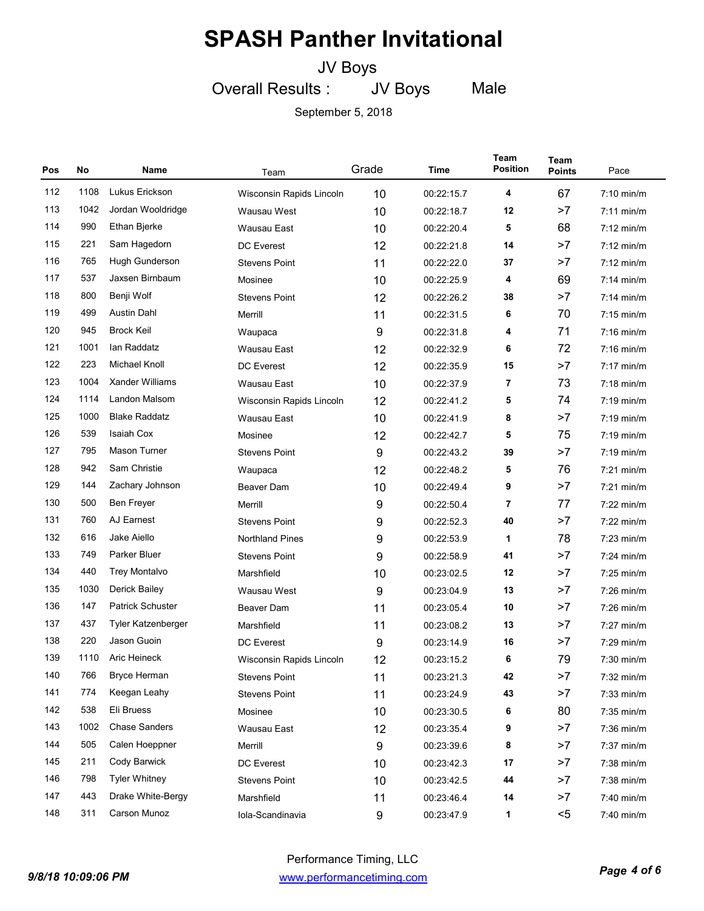# SPASH Panther Invitational

JV Boys

Overall Results : JV Boys Male

September 5, 2018

| Pos | No | Name | Team | Grade | Time | Team Position | Team Points | Pace |
|---|---|---|---|---|---|---|---|---|
| 112 | 1108 | Lukus Erickson | Wisconsin Rapids Lincoln | 10 | 00:22:15.7 | 4 | 67 | 7:10 min/m |
| 113 | 1042 | Jordan Wooldridge | Wausau West | 10 | 00:22:18.7 | 12 | >7 | 7:11 min/m |
| 114 | 990 | Ethan Bjerke | Wausau East | 10 | 00:22:20.4 | 5 | 68 | 7:12 min/m |
| 115 | 221 | Sam Hagedorn | DC Everest | 12 | 00:22:21.8 | 14 | >7 | 7:12 min/m |
| 116 | 765 | Hugh Gunderson | Stevens Point | 11 | 00:22:22.0 | 37 | >7 | 7:12 min/m |
| 117 | 537 | Jaxsen Birnbaum | Mosinee | 10 | 00:22:25.9 | 4 | 69 | 7:14 min/m |
| 118 | 800 | Benji Wolf | Stevens Point | 12 | 00:22:26.2 | 38 | >7 | 7:14 min/m |
| 119 | 499 | Austin Dahl | Merrill | 11 | 00:22:31.5 | 6 | 70 | 7:15 min/m |
| 120 | 945 | Brock Keil | Waupaca | 9 | 00:22:31.8 | 4 | 71 | 7:16 min/m |
| 121 | 1001 | Ian Raddatz | Wausau East | 12 | 00:22:32.9 | 6 | 72 | 7:16 min/m |
| 122 | 223 | Michael Knoll | DC Everest | 12 | 00:22:35.9 | 15 | >7 | 7:17 min/m |
| 123 | 1004 | Xander Williams | Wausau East | 10 | 00:22:37.9 | 7 | 73 | 7:18 min/m |
| 124 | 1114 | Landon Malsom | Wisconsin Rapids Lincoln | 12 | 00:22:41.2 | 5 | 74 | 7:19 min/m |
| 125 | 1000 | Blake Raddatz | Wausau East | 10 | 00:22:41.9 | 8 | >7 | 7:19 min/m |
| 126 | 539 | Isaiah Cox | Mosinee | 12 | 00:22:42.7 | 5 | 75 | 7:19 min/m |
| 127 | 795 | Mason Turner | Stevens Point | 9 | 00:22:43.2 | 39 | >7 | 7:19 min/m |
| 128 | 942 | Sam Christie | Waupaca | 12 | 00:22:48.2 | 5 | 76 | 7:21 min/m |
| 129 | 144 | Zachary Johnson | Beaver Dam | 10 | 00:22:49.4 | 9 | >7 | 7:21 min/m |
| 130 | 500 | Ben Freyer | Merrill | 9 | 00:22:50.4 | 7 | 77 | 7:22 min/m |
| 131 | 760 | AJ Earnest | Stevens Point | 9 | 00:22:52.3 | 40 | >7 | 7:22 min/m |
| 132 | 616 | Jake Aiello | Northland Pines | 9 | 00:22:53.9 | 1 | 78 | 7:23 min/m |
| 133 | 749 | Parker Bluer | Stevens Point | 9 | 00:22:58.9 | 41 | >7 | 7:24 min/m |
| 134 | 440 | Trey Montalvo | Marshfield | 10 | 00:23:02.5 | 12 | >7 | 7:25 min/m |
| 135 | 1030 | Derick Bailey | Wausau West | 9 | 00:23:04.9 | 13 | >7 | 7:26 min/m |
| 136 | 147 | Patrick Schuster | Beaver Dam | 11 | 00:23:05.4 | 10 | >7 | 7:26 min/m |
| 137 | 437 | Tyler Katzenberger | Marshfield | 11 | 00:23:08.2 | 13 | >7 | 7:27 min/m |
| 138 | 220 | Jason Guoin | DC Everest | 9 | 00:23:14.9 | 16 | >7 | 7:29 min/m |
| 139 | 1110 | Aric Heineck | Wisconsin Rapids Lincoln | 12 | 00:23:15.2 | 6 | 79 | 7:30 min/m |
| 140 | 766 | Bryce Herman | Stevens Point | 11 | 00:23:21.3 | 42 | >7 | 7:32 min/m |
| 141 | 774 | Keegan Leahy | Stevens Point | 11 | 00:23:24.9 | 43 | >7 | 7:33 min/m |
| 142 | 538 | Eli Bruess | Mosinee | 10 | 00:23:30.5 | 6 | 80 | 7:35 min/m |
| 143 | 1002 | Chase Sanders | Wausau East | 12 | 00:23:35.4 | 9 | >7 | 7:36 min/m |
| 144 | 505 | Calen Hoeppner | Merrill | 9 | 00:23:39.6 | 8 | >7 | 7:37 min/m |
| 145 | 211 | Cody Barwick | DC Everest | 10 | 00:23:42.3 | 17 | >7 | 7:38 min/m |
| 146 | 798 | Tyler Whitney | Stevens Point | 10 | 00:23:42.5 | 44 | >7 | 7:38 min/m |
| 147 | 443 | Drake White-Bergy | Marshfield | 11 | 00:23:46.4 | 14 | >7 | 7:40 min/m |
| 148 | 311 | Carson Munoz | Iola-Scandinavia | 9 | 00:23:47.9 | 1 | <5 | 7:40 min/m |

Performance Timing, LLC

www.performancetiming.com

9/8/18 10:09:06 PM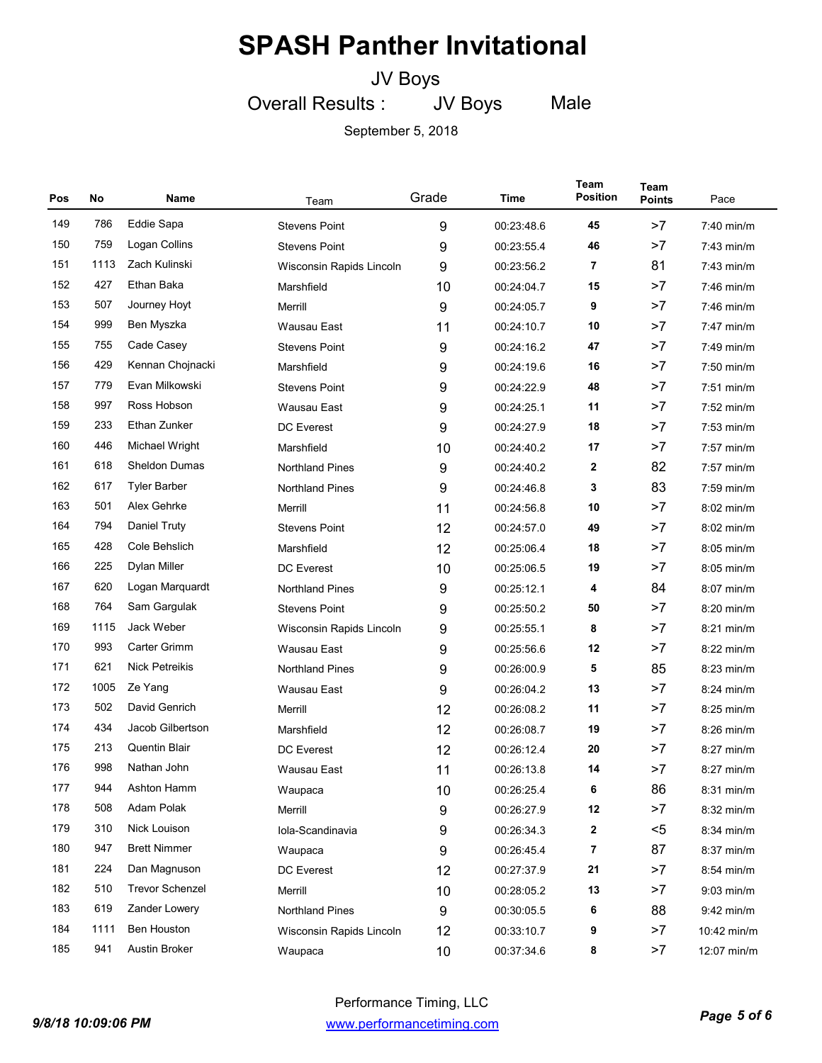# SPASH Panther Invitational

JV Boys

Overall Results : JV Boys Male

September 5, 2018

| Pos | No | Name | Team | Grade | Time | Team Position | Team Points | Pace |
|---|---|---|---|---|---|---|---|---|
| 149 | 786 | Eddie Sapa | Stevens Point | 9 | 00:23:48.6 | 45 | >7 | 7:40 min/m |
| 150 | 759 | Logan Collins | Stevens Point | 9 | 00:23:55.4 | 46 | >7 | 7:43 min/m |
| 151 | 1113 | Zach Kulinski | Wisconsin Rapids Lincoln | 9 | 00:23:56.2 | 7 | 81 | 7:43 min/m |
| 152 | 427 | Ethan Baka | Marshfield | 10 | 00:24:04.7 | 15 | >7 | 7:46 min/m |
| 153 | 507 | Journey Hoyt | Merrill | 9 | 00:24:05.7 | 9 | >7 | 7:46 min/m |
| 154 | 999 | Ben Myszka | Wausau East | 11 | 00:24:10.7 | 10 | >7 | 7:47 min/m |
| 155 | 755 | Cade Casey | Stevens Point | 9 | 00:24:16.2 | 47 | >7 | 7:49 min/m |
| 156 | 429 | Kennan Chojnacki | Marshfield | 9 | 00:24:19.6 | 16 | >7 | 7:50 min/m |
| 157 | 779 | Evan Milkowski | Stevens Point | 9 | 00:24:22.9 | 48 | >7 | 7:51 min/m |
| 158 | 997 | Ross Hobson | Wausau East | 9 | 00:24:25.1 | 11 | >7 | 7:52 min/m |
| 159 | 233 | Ethan Zunker | DC Everest | 9 | 00:24:27.9 | 18 | >7 | 7:53 min/m |
| 160 | 446 | Michael Wright | Marshfield | 10 | 00:24:40.2 | 17 | >7 | 7:57 min/m |
| 161 | 618 | Sheldon Dumas | Northland Pines | 9 | 00:24:40.2 | 2 | 82 | 7:57 min/m |
| 162 | 617 | Tyler Barber | Northland Pines | 9 | 00:24:46.8 | 3 | 83 | 7:59 min/m |
| 163 | 501 | Alex Gehrke | Merrill | 11 | 00:24:56.8 | 10 | >7 | 8:02 min/m |
| 164 | 794 | Daniel Truty | Stevens Point | 12 | 00:24:57.0 | 49 | >7 | 8:02 min/m |
| 165 | 428 | Cole Behslich | Marshfield | 12 | 00:25:06.4 | 18 | >7 | 8:05 min/m |
| 166 | 225 | Dylan Miller | DC Everest | 10 | 00:25:06.5 | 19 | >7 | 8:05 min/m |
| 167 | 620 | Logan Marquardt | Northland Pines | 9 | 00:25:12.1 | 4 | 84 | 8:07 min/m |
| 168 | 764 | Sam Gargulak | Stevens Point | 9 | 00:25:50.2 | 50 | >7 | 8:20 min/m |
| 169 | 1115 | Jack Weber | Wisconsin Rapids Lincoln | 9 | 00:25:55.1 | 8 | >7 | 8:21 min/m |
| 170 | 993 | Carter Grimm | Wausau East | 9 | 00:25:56.6 | 12 | >7 | 8:22 min/m |
| 171 | 621 | Nick Petreikis | Northland Pines | 9 | 00:26:00.9 | 5 | 85 | 8:23 min/m |
| 172 | 1005 | Ze Yang | Wausau East | 9 | 00:26:04.2 | 13 | >7 | 8:24 min/m |
| 173 | 502 | David Genrich | Merrill | 12 | 00:26:08.2 | 11 | >7 | 8:25 min/m |
| 174 | 434 | Jacob Gilbertson | Marshfield | 12 | 00:26:08.7 | 19 | >7 | 8:26 min/m |
| 175 | 213 | Quentin Blair | DC Everest | 12 | 00:26:12.4 | 20 | >7 | 8:27 min/m |
| 176 | 998 | Nathan John | Wausau East | 11 | 00:26:13.8 | 14 | >7 | 8:27 min/m |
| 177 | 944 | Ashton Hamm | Waupaca | 10 | 00:26:25.4 | 6 | 86 | 8:31 min/m |
| 178 | 508 | Adam Polak | Merrill | 9 | 00:26:27.9 | 12 | >7 | 8:32 min/m |
| 179 | 310 | Nick Louison | Iola-Scandinavia | 9 | 00:26:34.3 | 2 | <5 | 8:34 min/m |
| 180 | 947 | Brett Nimmer | Waupaca | 9 | 00:26:45.4 | 7 | 87 | 8:37 min/m |
| 181 | 224 | Dan Magnuson | DC Everest | 12 | 00:27:37.9 | 21 | >7 | 8:54 min/m |
| 182 | 510 | Trevor Schenzel | Merrill | 10 | 00:28:05.2 | 13 | >7 | 9:03 min/m |
| 183 | 619 | Zander Lowery | Northland Pines | 9 | 00:30:05.5 | 6 | 88 | 9:42 min/m |
| 184 | 1111 | Ben Houston | Wisconsin Rapids Lincoln | 12 | 00:33:10.7 | 9 | >7 | 10:42 min/m |
| 185 | 941 | Austin Broker | Waupaca | 10 | 00:37:34.6 | 8 | >7 | 12:07 min/m |

Performance Timing, LLC
www.performancetiming.com

*9/8/18 10:09:06 PM*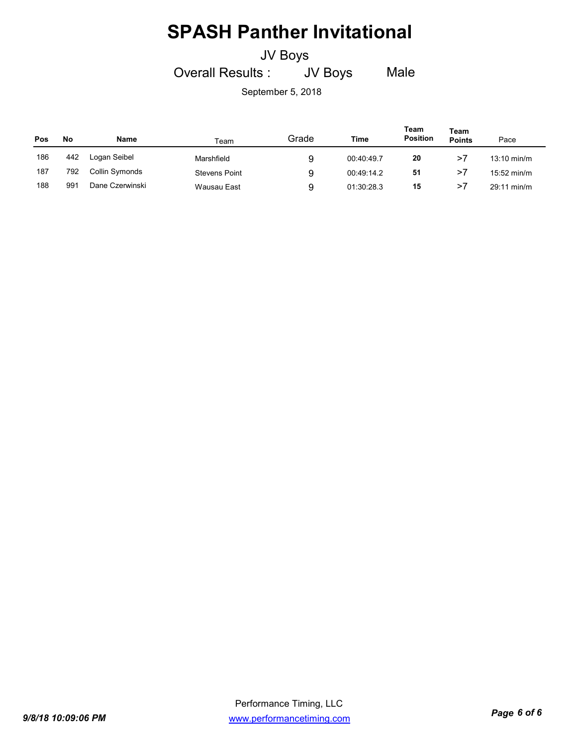# SPASH Panther Invitational

JV Boys

Overall Results : JV Boys Male

September 5, 2018

| Pos | No | Name | Team | Grade | Time | Team Position | Team Points | Pace |
|---|---|---|---|---|---|---|---|---|
| 186 | 442 | Logan Seibel | Marshfield | 9 | 00:40:49.7 | **20** | >7 | 13:10 min/m |
| 187 | 792 | Collin Symonds | Stevens Point | 9 | 00:49:14.2 | **51** | >7 | 15:52 min/m |
| 188 | 991 | Dane Czerwinski | Wausau East | 9 | 01:30:28.3 | **15** | >7 | 29:11 min/m |

Performance Timing, LLC
[www.performancetiming.com](http://www.performancetiming.com)

*9/8/18 10:09:06 PM*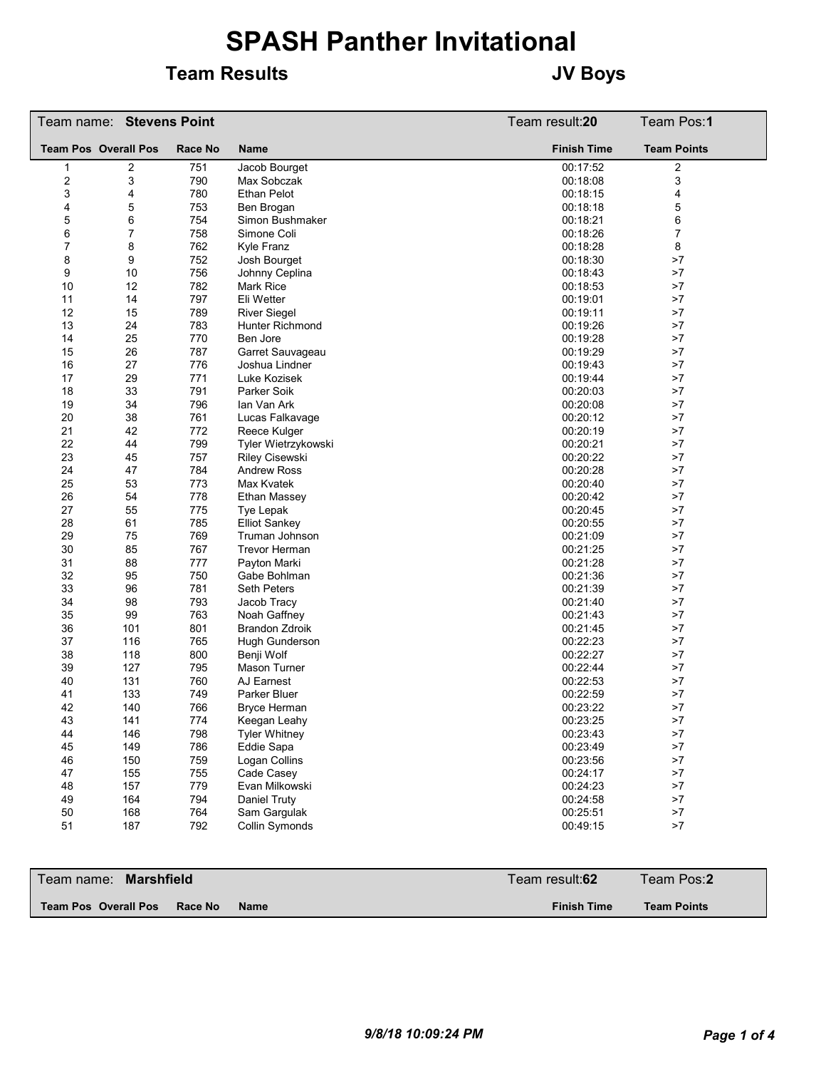# SPASH Panther Invitational

## Team Results — JV Boys

**Team name: Stevens Point** — Team result: **20** — Team Pos: **1**

| Team Pos | Overall Pos | Race No | Name | Finish Time | Team Points |
|---|---|---|---|---|---|
| 1 | 2 | 751 | Jacob Bourget | 00:17:52 | 2 |
| 2 | 3 | 790 | Max Sobczak | 00:18:08 | 3 |
| 3 | 4 | 780 | Ethan Pelot | 00:18:15 | 4 |
| 4 | 5 | 753 | Ben Brogan | 00:18:18 | 5 |
| 5 | 6 | 754 | Simon Bushmaker | 00:18:21 | 6 |
| 6 | 7 | 758 | Simone Coli | 00:18:26 | 7 |
| 7 | 8 | 762 | Kyle Franz | 00:18:28 | 8 |
| 8 | 9 | 752 | Josh Bourget | 00:18:30 | >7 |
| 9 | 10 | 756 | Johnny Ceplina | 00:18:43 | >7 |
| 10 | 12 | 782 | Mark Rice | 00:18:53 | >7 |
| 11 | 14 | 797 | Eli Wetter | 00:19:01 | >7 |
| 12 | 15 | 789 | River Siegel | 00:19:11 | >7 |
| 13 | 24 | 783 | Hunter Richmond | 00:19:26 | >7 |
| 14 | 25 | 770 | Ben Jore | 00:19:28 | >7 |
| 15 | 26 | 787 | Garret Sauvageau | 00:19:29 | >7 |
| 16 | 27 | 776 | Joshua Lindner | 00:19:43 | >7 |
| 17 | 29 | 771 | Luke Kozisek | 00:19:44 | >7 |
| 18 | 33 | 791 | Parker Soik | 00:20:03 | >7 |
| 19 | 34 | 796 | Ian Van Ark | 00:20:08 | >7 |
| 20 | 38 | 761 | Lucas Falkavage | 00:20:12 | >7 |
| 21 | 42 | 772 | Reece Kulger | 00:20:19 | >7 |
| 22 | 44 | 799 | Tyler Wietrzykowski | 00:20:21 | >7 |
| 23 | 45 | 757 | Riley Cisewski | 00:20:22 | >7 |
| 24 | 47 | 784 | Andrew Ross | 00:20:28 | >7 |
| 25 | 53 | 773 | Max Kvatek | 00:20:40 | >7 |
| 26 | 54 | 778 | Ethan Massey | 00:20:42 | >7 |
| 27 | 55 | 775 | Tye Lepak | 00:20:45 | >7 |
| 28 | 61 | 785 | Elliot Sankey | 00:20:55 | >7 |
| 29 | 75 | 769 | Truman Johnson | 00:21:09 | >7 |
| 30 | 85 | 767 | Trevor Herman | 00:21:25 | >7 |
| 31 | 88 | 777 | Payton Marki | 00:21:28 | >7 |
| 32 | 95 | 750 | Gabe Bohlman | 00:21:36 | >7 |
| 33 | 96 | 781 | Seth Peters | 00:21:39 | >7 |
| 34 | 98 | 793 | Jacob Tracy | 00:21:40 | >7 |
| 35 | 99 | 763 | Noah Gaffney | 00:21:43 | >7 |
| 36 | 101 | 801 | Brandon Zdroik | 00:21:45 | >7 |
| 37 | 116 | 765 | Hugh Gunderson | 00:22:23 | >7 |
| 38 | 118 | 800 | Benji Wolf | 00:22:27 | >7 |
| 39 | 127 | 795 | Mason Turner | 00:22:44 | >7 |
| 40 | 131 | 760 | AJ Earnest | 00:22:53 | >7 |
| 41 | 133 | 749 | Parker Bluer | 00:22:59 | >7 |
| 42 | 140 | 766 | Bryce Herman | 00:23:22 | >7 |
| 43 | 141 | 774 | Keegan Leahy | 00:23:25 | >7 |
| 44 | 146 | 798 | Tyler Whitney | 00:23:43 | >7 |
| 45 | 149 | 786 | Eddie Sapa | 00:23:49 | >7 |
| 46 | 150 | 759 | Logan Collins | 00:23:56 | >7 |
| 47 | 155 | 755 | Cade Casey | 00:24:17 | >7 |
| 48 | 157 | 779 | Evan Milkowski | 00:24:23 | >7 |
| 49 | 164 | 794 | Daniel Truty | 00:24:58 | >7 |
| 50 | 168 | 764 | Sam Gargulak | 00:25:51 | >7 |
| 51 | 187 | 792 | Collin Symonds | 00:49:15 | >7 |

**Team name: Marshfield** — Team result: **62** — Team Pos: **2**

| Team Pos | Overall Pos | Race No | Name | Finish Time | Team Points |
|---|---|---|---|---|---|

*9/8/18 10:09:24 PM*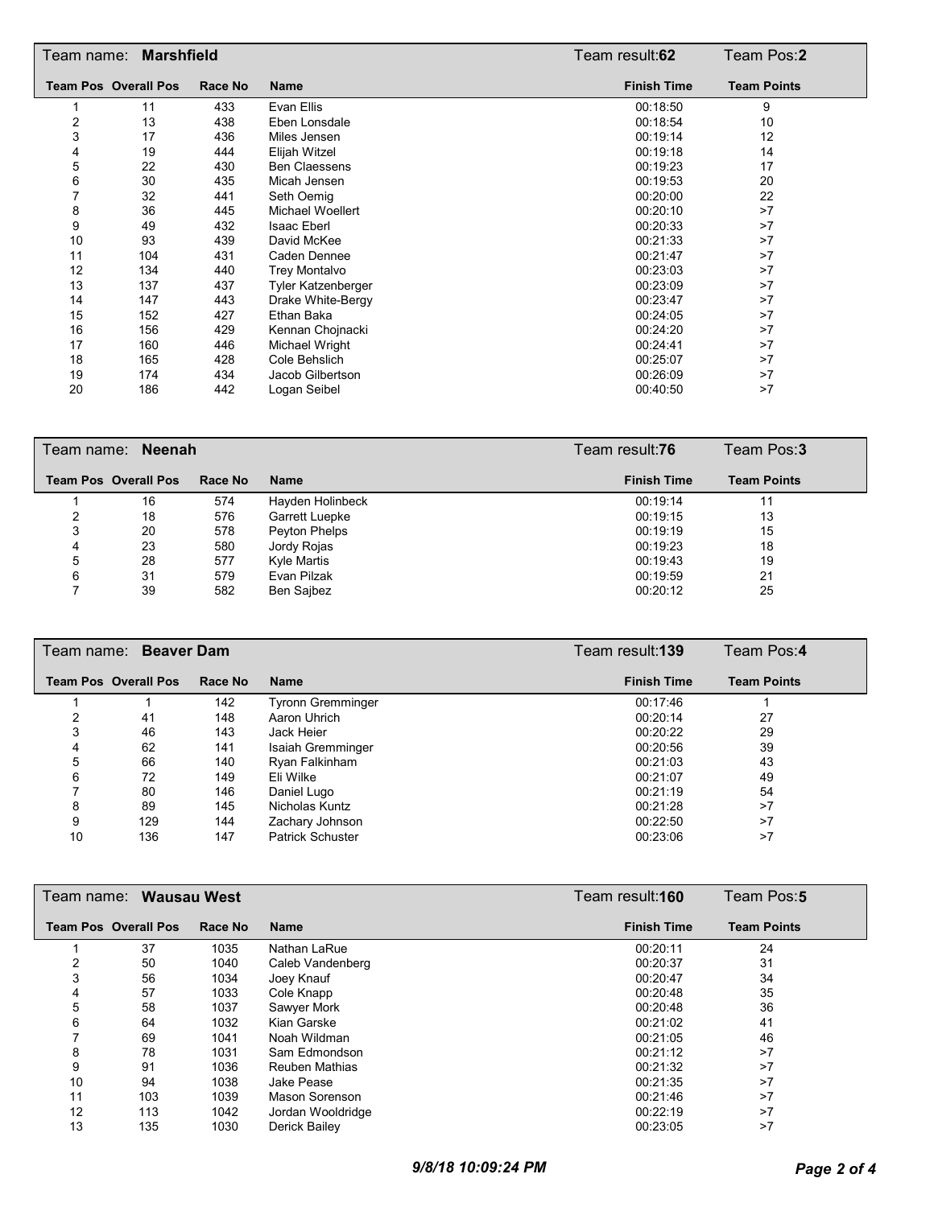## Team name: **Marshfield** — Team result: **62** — Team Pos: **2**

| Team Pos | Overall Pos | Race No | Name | Finish Time | Team Points |
|---|---|---|---|---|---|
| 1 | 11 | 433 | Evan Ellis | 00:18:50 | 9 |
| 2 | 13 | 438 | Eben Lonsdale | 00:18:54 | 10 |
| 3 | 17 | 436 | Miles Jensen | 00:19:14 | 12 |
| 4 | 19 | 444 | Elijah Witzel | 00:19:18 | 14 |
| 5 | 22 | 430 | Ben Claessens | 00:19:23 | 17 |
| 6 | 30 | 435 | Micah Jensen | 00:19:53 | 20 |
| 7 | 32 | 441 | Seth Oemig | 00:20:00 | 22 |
| 8 | 36 | 445 | Michael Woellert | 00:20:10 | >7 |
| 9 | 49 | 432 | Isaac Eberl | 00:20:33 | >7 |
| 10 | 93 | 439 | David McKee | 00:21:33 | >7 |
| 11 | 104 | 431 | Caden Dennee | 00:21:47 | >7 |
| 12 | 134 | 440 | Trey Montalvo | 00:23:03 | >7 |
| 13 | 137 | 437 | Tyler Katzenberger | 00:23:09 | >7 |
| 14 | 147 | 443 | Drake White-Bergy | 00:23:47 | >7 |
| 15 | 152 | 427 | Ethan Baka | 00:24:05 | >7 |
| 16 | 156 | 429 | Kennan Chojnacki | 00:24:20 | >7 |
| 17 | 160 | 446 | Michael Wright | 00:24:41 | >7 |
| 18 | 165 | 428 | Cole Behslich | 00:25:07 | >7 |
| 19 | 174 | 434 | Jacob Gilbertson | 00:26:09 | >7 |
| 20 | 186 | 442 | Logan Seibel | 00:40:50 | >7 |

## Team name: **Neenah** — Team result: **76** — Team Pos: **3**

| Team Pos | Overall Pos | Race No | Name | Finish Time | Team Points |
|---|---|---|---|---|---|
| 1 | 16 | 574 | Hayden Holinbeck | 00:19:14 | 11 |
| 2 | 18 | 576 | Garrett Luepke | 00:19:15 | 13 |
| 3 | 20 | 578 | Peyton Phelps | 00:19:19 | 15 |
| 4 | 23 | 580 | Jordy Rojas | 00:19:23 | 18 |
| 5 | 28 | 577 | Kyle Martis | 00:19:43 | 19 |
| 6 | 31 | 579 | Evan Pilzak | 00:19:59 | 21 |
| 7 | 39 | 582 | Ben Sajbez | 00:20:12 | 25 |

## Team name: **Beaver Dam** — Team result: **139** — Team Pos: **4**

| Team Pos | Overall Pos | Race No | Name | Finish Time | Team Points |
|---|---|---|---|---|---|
| 1 | 1 | 142 | Tyronn Gremminger | 00:17:46 | 1 |
| 2 | 41 | 148 | Aaron Uhrich | 00:20:14 | 27 |
| 3 | 46 | 143 | Jack Heier | 00:20:22 | 29 |
| 4 | 62 | 141 | Isaiah Gremminger | 00:20:56 | 39 |
| 5 | 66 | 140 | Ryan Falkinham | 00:21:03 | 43 |
| 6 | 72 | 149 | Eli Wilke | 00:21:07 | 49 |
| 7 | 80 | 146 | Daniel Lugo | 00:21:19 | 54 |
| 8 | 89 | 145 | Nicholas Kuntz | 00:21:28 | >7 |
| 9 | 129 | 144 | Zachary Johnson | 00:22:50 | >7 |
| 10 | 136 | 147 | Patrick Schuster | 00:23:06 | >7 |

## Team name: **Wausau West** — Team result: **160** — Team Pos: **5**

| Team Pos | Overall Pos | Race No | Name | Finish Time | Team Points |
|---|---|---|---|---|---|
| 1 | 37 | 1035 | Nathan LaRue | 00:20:11 | 24 |
| 2 | 50 | 1040 | Caleb Vandenberg | 00:20:37 | 31 |
| 3 | 56 | 1034 | Joey Knauf | 00:20:47 | 34 |
| 4 | 57 | 1033 | Cole Knapp | 00:20:48 | 35 |
| 5 | 58 | 1037 | Sawyer Mork | 00:20:48 | 36 |
| 6 | 64 | 1032 | Kian Garske | 00:21:02 | 41 |
| 7 | 69 | 1041 | Noah Wildman | 00:21:05 | 46 |
| 8 | 78 | 1031 | Sam Edmondson | 00:21:12 | >7 |
| 9 | 91 | 1036 | Reuben Mathias | 00:21:32 | >7 |
| 10 | 94 | 1038 | Jake Pease | 00:21:35 | >7 |
| 11 | 103 | 1039 | Mason Sorenson | 00:21:46 | >7 |
| 12 | 113 | 1042 | Jordan Wooldridge | 00:22:19 | >7 |
| 13 | 135 | 1030 | Derick Bailey | 00:23:05 | >7 |

*9/8/18 10:09:24 PM*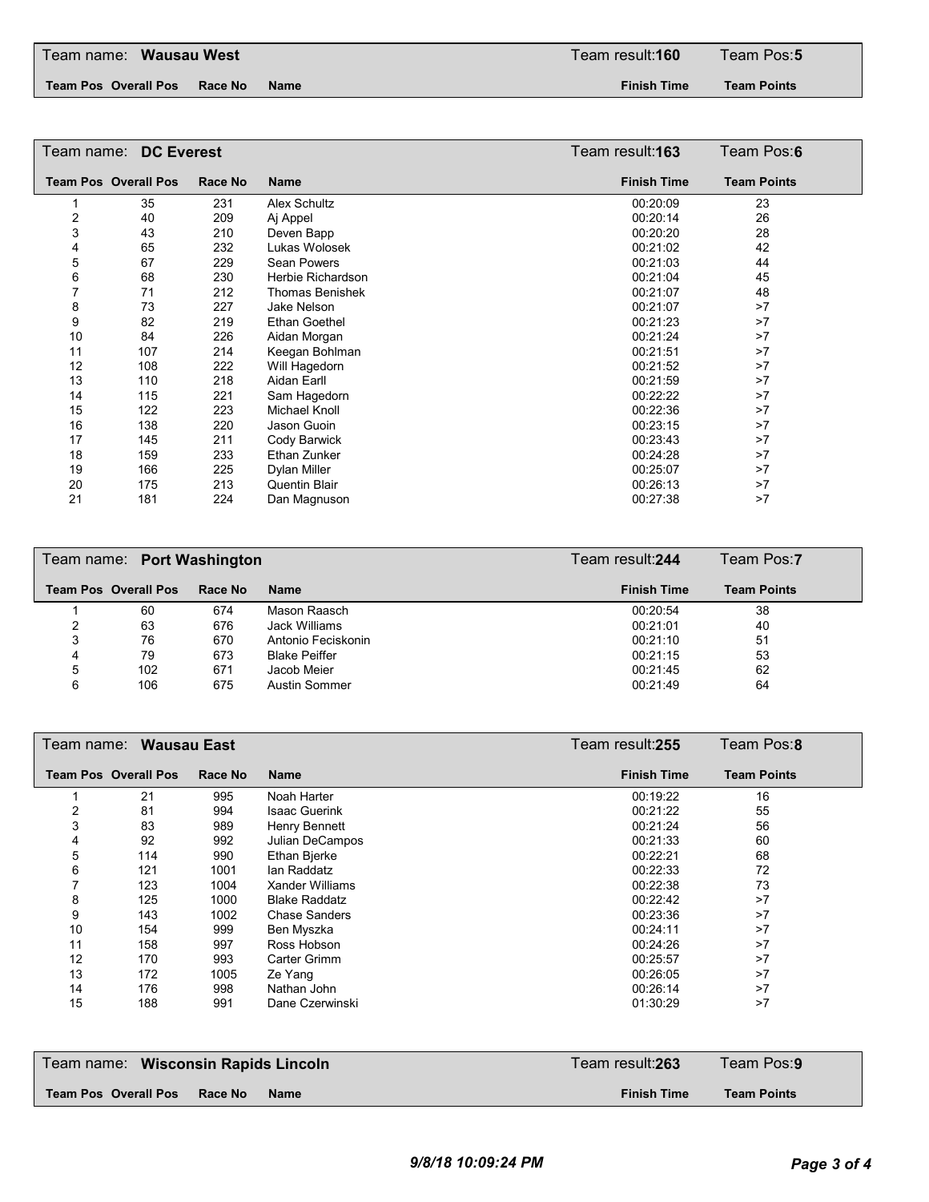Team name: **Wausau West** | Team result: **160** | Team Pos: **5**

| Team Pos | Overall Pos | Race No | Name | Finish Time | Team Points |
|---|---|---|---|---|---|

Team name: **DC Everest** | Team result: **163** | Team Pos: **6**

| Team Pos | Overall Pos | Race No | Name | Finish Time | Team Points |
|---|---|---|---|---|---|
| 1 | 35 | 231 | Alex Schultz | 00:20:09 | 23 |
| 2 | 40 | 209 | Aj Appel | 00:20:14 | 26 |
| 3 | 43 | 210 | Deven Bapp | 00:20:20 | 28 |
| 4 | 65 | 232 | Lukas Wolosek | 00:21:02 | 42 |
| 5 | 67 | 229 | Sean Powers | 00:21:03 | 44 |
| 6 | 68 | 230 | Herbie Richardson | 00:21:04 | 45 |
| 7 | 71 | 212 | Thomas Benishek | 00:21:07 | 48 |
| 8 | 73 | 227 | Jake Nelson | 00:21:07 | >7 |
| 9 | 82 | 219 | Ethan Goethel | 00:21:23 | >7 |
| 10 | 84 | 226 | Aidan Morgan | 00:21:24 | >7 |
| 11 | 107 | 214 | Keegan Bohlman | 00:21:51 | >7 |
| 12 | 108 | 222 | Will Hagedorn | 00:21:52 | >7 |
| 13 | 110 | 218 | Aidan Earll | 00:21:59 | >7 |
| 14 | 115 | 221 | Sam Hagedorn | 00:22:22 | >7 |
| 15 | 122 | 223 | Michael Knoll | 00:22:36 | >7 |
| 16 | 138 | 220 | Jason Guoin | 00:23:15 | >7 |
| 17 | 145 | 211 | Cody Barwick | 00:23:43 | >7 |
| 18 | 159 | 233 | Ethan Zunker | 00:24:28 | >7 |
| 19 | 166 | 225 | Dylan Miller | 00:25:07 | >7 |
| 20 | 175 | 213 | Quentin Blair | 00:26:13 | >7 |
| 21 | 181 | 224 | Dan Magnuson | 00:27:38 | >7 |

Team name: **Port Washington** | Team result: **244** | Team Pos: **7**

| Team Pos | Overall Pos | Race No | Name | Finish Time | Team Points |
|---|---|---|---|---|---|
| 1 | 60 | 674 | Mason Raasch | 00:20:54 | 38 |
| 2 | 63 | 676 | Jack Williams | 00:21:01 | 40 |
| 3 | 76 | 670 | Antonio Feciskonin | 00:21:10 | 51 |
| 4 | 79 | 673 | Blake Peiffer | 00:21:15 | 53 |
| 5 | 102 | 671 | Jacob Meier | 00:21:45 | 62 |
| 6 | 106 | 675 | Austin Sommer | 00:21:49 | 64 |

Team name: **Wausau East** | Team result: **255** | Team Pos: **8**

| Team Pos | Overall Pos | Race No | Name | Finish Time | Team Points |
|---|---|---|---|---|---|
| 1 | 21 | 995 | Noah Harter | 00:19:22 | 16 |
| 2 | 81 | 994 | Isaac Guerink | 00:21:22 | 55 |
| 3 | 83 | 989 | Henry Bennett | 00:21:24 | 56 |
| 4 | 92 | 992 | Julian DeCampos | 00:21:33 | 60 |
| 5 | 114 | 990 | Ethan Bjerke | 00:22:21 | 68 |
| 6 | 121 | 1001 | Ian Raddatz | 00:22:33 | 72 |
| 7 | 123 | 1004 | Xander Williams | 00:22:38 | 73 |
| 8 | 125 | 1000 | Blake Raddatz | 00:22:42 | >7 |
| 9 | 143 | 1002 | Chase Sanders | 00:23:36 | >7 |
| 10 | 154 | 999 | Ben Myszka | 00:24:11 | >7 |
| 11 | 158 | 997 | Ross Hobson | 00:24:26 | >7 |
| 12 | 170 | 993 | Carter Grimm | 00:25:57 | >7 |
| 13 | 172 | 1005 | Ze Yang | 00:26:05 | >7 |
| 14 | 176 | 998 | Nathan John | 00:26:14 | >7 |
| 15 | 188 | 991 | Dane Czerwinski | 01:30:29 | >7 |

Team name: **Wisconsin Rapids Lincoln** | Team result: **263** | Team Pos: **9**

| Team Pos | Overall Pos | Race No | Name | Finish Time | Team Points |
|---|---|---|---|---|---|

*9/8/18 10:09:24 PM*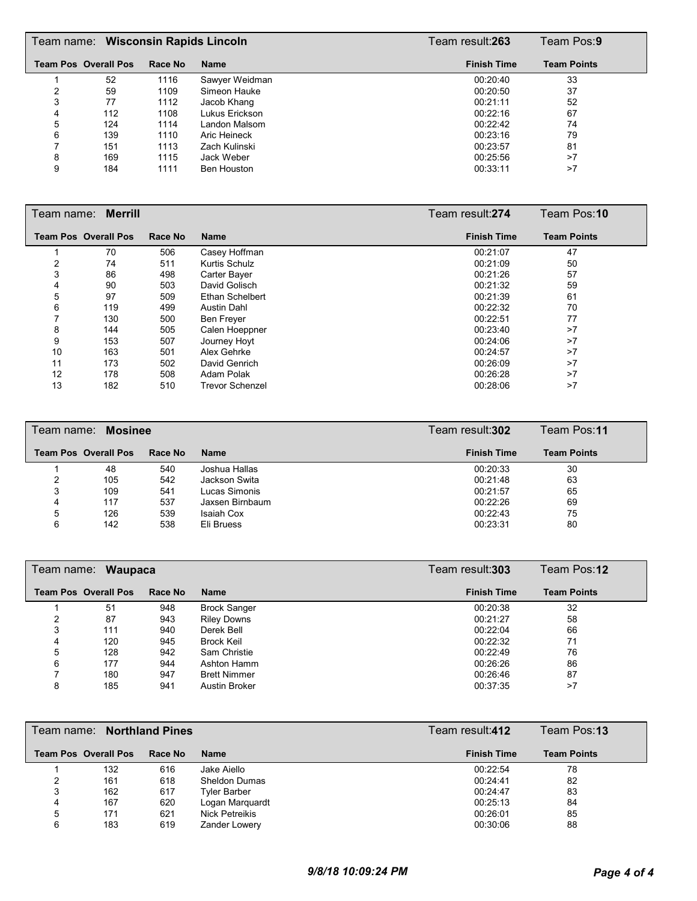## Team name: Wisconsin Rapids Lincoln — Team result: 263 — Team Pos: 9

| Team Pos | Overall Pos | Race No | Name | Finish Time | Team Points |
|---|---|---|---|---|---|
| 1 | 52 | 1116 | Sawyer Weidman | 00:20:40 | 33 |
| 2 | 59 | 1109 | Simeon Hauke | 00:20:50 | 37 |
| 3 | 77 | 1112 | Jacob Khang | 00:21:11 | 52 |
| 4 | 112 | 1108 | Lukus Erickson | 00:22:16 | 67 |
| 5 | 124 | 1114 | Landon Malsom | 00:22:42 | 74 |
| 6 | 139 | 1110 | Aric Heineck | 00:23:16 | 79 |
| 7 | 151 | 1113 | Zach Kulinski | 00:23:57 | 81 |
| 8 | 169 | 1115 | Jack Weber | 00:25:56 | >7 |
| 9 | 184 | 1111 | Ben Houston | 00:33:11 | >7 |

## Team name: Merrill — Team result: 274 — Team Pos: 10

| Team Pos | Overall Pos | Race No | Name | Finish Time | Team Points |
|---|---|---|---|---|---|
| 1 | 70 | 506 | Casey Hoffman | 00:21:07 | 47 |
| 2 | 74 | 511 | Kurtis Schulz | 00:21:09 | 50 |
| 3 | 86 | 498 | Carter Bayer | 00:21:26 | 57 |
| 4 | 90 | 503 | David Golisch | 00:21:32 | 59 |
| 5 | 97 | 509 | Ethan Schelbert | 00:21:39 | 61 |
| 6 | 119 | 499 | Austin Dahl | 00:22:32 | 70 |
| 7 | 130 | 500 | Ben Freyer | 00:22:51 | 77 |
| 8 | 144 | 505 | Calen Hoeppner | 00:23:40 | >7 |
| 9 | 153 | 507 | Journey Hoyt | 00:24:06 | >7 |
| 10 | 163 | 501 | Alex Gehrke | 00:24:57 | >7 |
| 11 | 173 | 502 | David Genrich | 00:26:09 | >7 |
| 12 | 178 | 508 | Adam Polak | 00:26:28 | >7 |
| 13 | 182 | 510 | Trevor Schenzel | 00:28:06 | >7 |

## Team name: Mosinee — Team result: 302 — Team Pos: 11

| Team Pos | Overall Pos | Race No | Name | Finish Time | Team Points |
|---|---|---|---|---|---|
| 1 | 48 | 540 | Joshua Hallas | 00:20:33 | 30 |
| 2 | 105 | 542 | Jackson Swita | 00:21:48 | 63 |
| 3 | 109 | 541 | Lucas Simonis | 00:21:57 | 65 |
| 4 | 117 | 537 | Jaxsen Birnbaum | 00:22:26 | 69 |
| 5 | 126 | 539 | Isaiah Cox | 00:22:43 | 75 |
| 6 | 142 | 538 | Eli Bruess | 00:23:31 | 80 |

## Team name: Waupaca — Team result: 303 — Team Pos: 12

| Team Pos | Overall Pos | Race No | Name | Finish Time | Team Points |
|---|---|---|---|---|---|
| 1 | 51 | 948 | Brock Sanger | 00:20:38 | 32 |
| 2 | 87 | 943 | Riley Downs | 00:21:27 | 58 |
| 3 | 111 | 940 | Derek Bell | 00:22:04 | 66 |
| 4 | 120 | 945 | Brock Keil | 00:22:32 | 71 |
| 5 | 128 | 942 | Sam Christie | 00:22:49 | 76 |
| 6 | 177 | 944 | Ashton Hamm | 00:26:26 | 86 |
| 7 | 180 | 947 | Brett Nimmer | 00:26:46 | 87 |
| 8 | 185 | 941 | Austin Broker | 00:37:35 | >7 |

## Team name: Northland Pines — Team result: 412 — Team Pos: 13

| Team Pos | Overall Pos | Race No | Name | Finish Time | Team Points |
|---|---|---|---|---|---|
| 1 | 132 | 616 | Jake Aiello | 00:22:54 | 78 |
| 2 | 161 | 618 | Sheldon Dumas | 00:24:41 | 82 |
| 3 | 162 | 617 | Tyler Barber | 00:24:47 | 83 |
| 4 | 167 | 620 | Logan Marquardt | 00:25:13 | 84 |
| 5 | 171 | 621 | Nick Petreikis | 00:26:01 | 85 |
| 6 | 183 | 619 | Zander Lowery | 00:30:06 | 88 |

*9/8/18 10:09:24 PM*